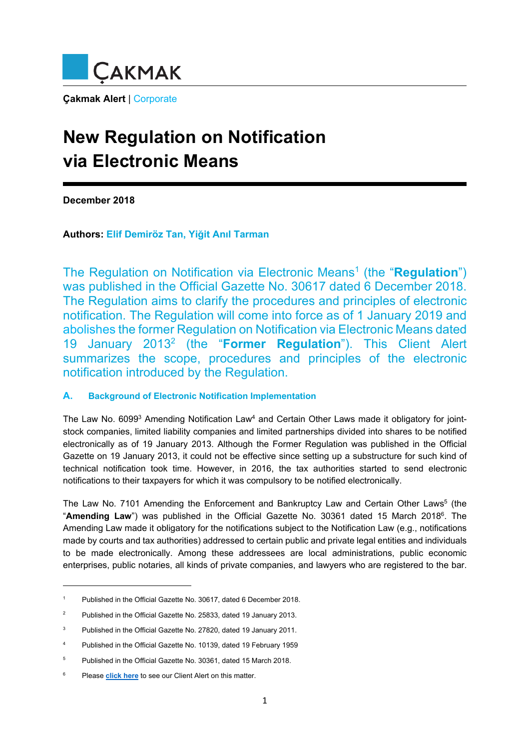ÇAKMAK

**Çakmak Alert** | Corporate

# New Regulation on Notification via Electronic Means

**December 2018**

**Authors:** **Elif Demiröz Tan, Yiğit Anıl Tarman**

The Regulation on Notification via Electronic Means[1] (the "**Regulation**") was published in the Official Gazette No. 30617 dated 6 December 2018. The Regulation aims to clarify the procedures and principles of electronic notification. The Regulation will come into force as of 1 January 2019 and abolishes the former Regulation on Notification via Electronic Means dated 19 January 2013[2] (the "**Former Regulation**"). This Client Alert summarizes the scope, procedures and principles of the electronic notification introduced by the Regulation.

### A. Background of Electronic Notification Implementation

The Law No. 6099[3] Amending Notification Law[4] and Certain Other Laws made it obligatory for joint-stock companies, limited liability companies and limited partnerships divided into shares to be notified electronically as of 19 January 2013. Although the Former Regulation was published in the Official Gazette on 19 January 2013, it could not be effective since setting up a substructure for such kind of technical notification took time. However, in 2016, the tax authorities started to send electronic notifications to their taxpayers for which it was compulsory to be notified electronically.

The Law No. 7101 Amending the Enforcement and Bankruptcy Law and Certain Other Laws[5] (the "**Amending Law**") was published in the Official Gazette No. 30361 dated 15 March 2018[6]. The Amending Law made it obligatory for the notifications subject to the Notification Law (e.g., notifications made by courts and tax authorities) addressed to certain public and private legal entities and individuals to be made electronically. Among these addressees are local administrations, public economic enterprises, public notaries, all kinds of private companies, and lawyers who are registered to the bar.

---

[1] Published in the Official Gazette No. 30617, dated 6 December 2018.

[2] Published in the Official Gazette No. 25833, dated 19 January 2013.

[3] Published in the Official Gazette No. 27820, dated 19 January 2011.

[4] Published in the Official Gazette No. 10139, dated 19 February 1959

[5] Published in the Official Gazette No. 30361, dated 15 March 2018.

[6] Please **click here** to see our Client Alert on this matter.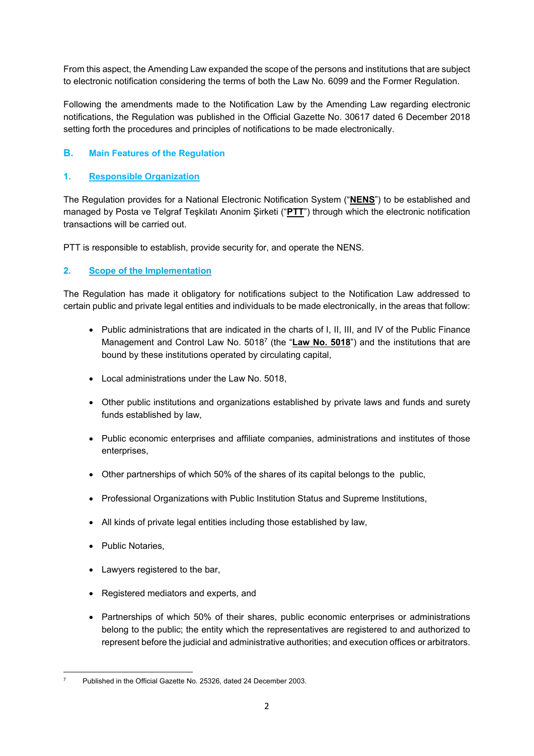From this aspect, the Amending Law expanded the scope of the persons and institutions that are subject to electronic notification considering the terms of both the Law No. 6099 and the Former Regulation.

Following the amendments made to the Notification Law by the Amending Law regarding electronic notifications, the Regulation was published in the Official Gazette No. 30617 dated 6 December 2018 setting forth the procedures and principles of notifications to be made electronically.

## B. Main Features of the Regulation

### 1. Responsible Organization

The Regulation provides for a National Electronic Notification System ("**NENS**") to be established and managed by Posta ve Telgraf Teşkilatı Anonim Şirketi ("**PTT**") through which the electronic notification transactions will be carried out.

PTT is responsible to establish, provide security for, and operate the NENS.

### 2. Scope of the Implementation

The Regulation has made it obligatory for notifications subject to the Notification Law addressed to certain public and private legal entities and individuals to be made electronically, in the areas that follow:

- Public administrations that are indicated in the charts of I, II, III, and IV of the Public Finance Management and Control Law No. 5018[7] (the "**Law No. 5018**") and the institutions that are bound by these institutions operated by circulating capital,
- Local administrations under the Law No. 5018,
- Other public institutions and organizations established by private laws and funds and surety funds established by law,
- Public economic enterprises and affiliate companies, administrations and institutes of those enterprises,
- Other partnerships of which 50% of the shares of its capital belongs to the public,
- Professional Organizations with Public Institution Status and Supreme Institutions,
- All kinds of private legal entities including those established by law,
- Public Notaries,
- Lawyers registered to the bar,
- Registered mediators and experts, and
- Partnerships of which 50% of their shares, public economic enterprises or administrations belong to the public; the entity which the representatives are registered to and authorized to represent before the judicial and administrative authorities; and execution offices or arbitrators.

---

[7] Published in the Official Gazette No. 25326, dated 24 December 2003.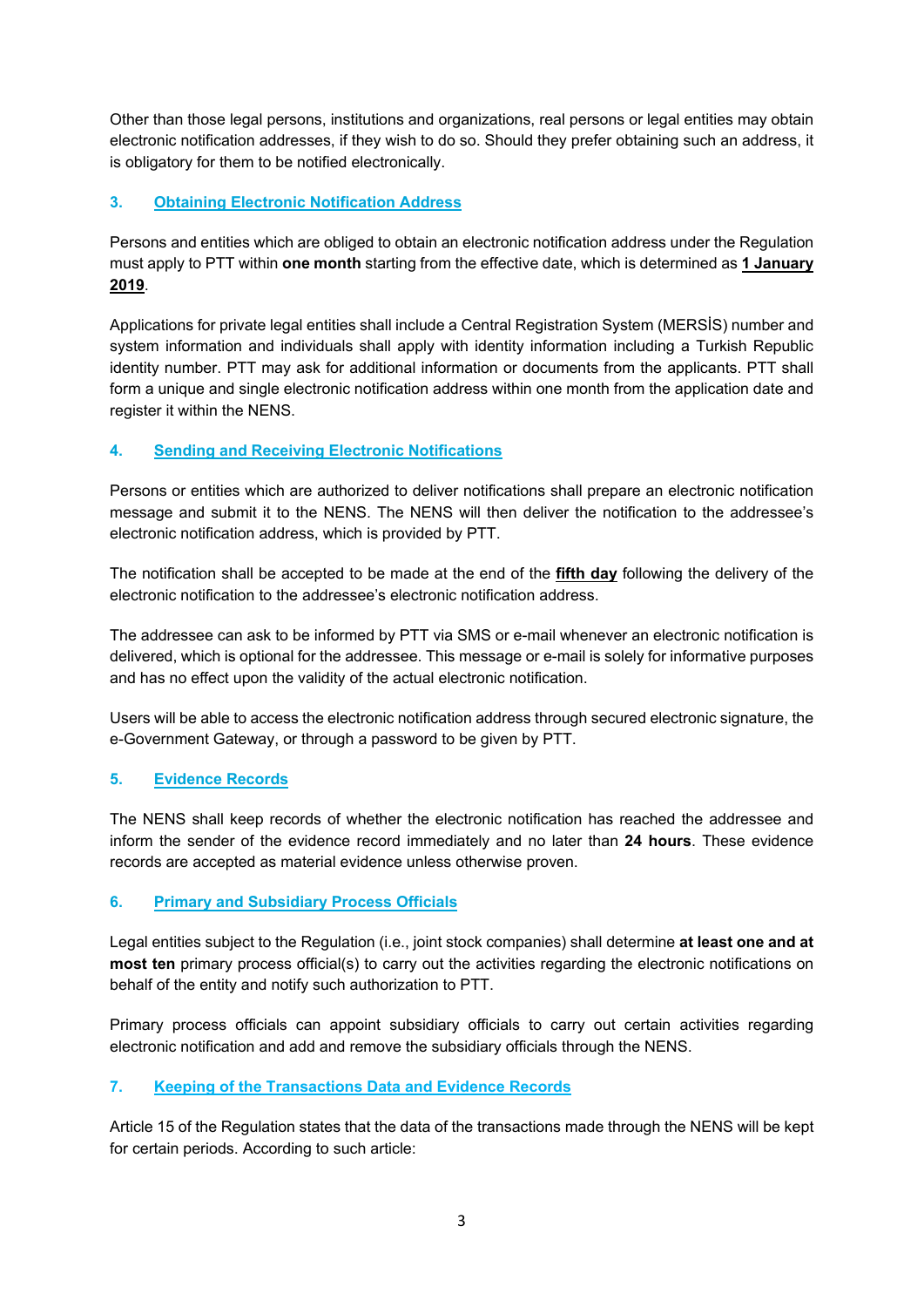Other than those legal persons, institutions and organizations, real persons or legal entities may obtain electronic notification addresses, if they wish to do so. Should they prefer obtaining such an address, it is obligatory for them to be notified electronically.

## 3. Obtaining Electronic Notification Address

Persons and entities which are obliged to obtain an electronic notification address under the Regulation must apply to PTT within **one month** starting from the effective date, which is determined as **1 January 2019**.

Applications for private legal entities shall include a Central Registration System (MERSİS) number and system information and individuals shall apply with identity information including a Turkish Republic identity number. PTT may ask for additional information or documents from the applicants. PTT shall form a unique and single electronic notification address within one month from the application date and register it within the NENS.

## 4. Sending and Receiving Electronic Notifications

Persons or entities which are authorized to deliver notifications shall prepare an electronic notification message and submit it to the NENS. The NENS will then deliver the notification to the addressee's electronic notification address, which is provided by PTT.

The notification shall be accepted to be made at the end of the **fifth day** following the delivery of the electronic notification to the addressee's electronic notification address.

The addressee can ask to be informed by PTT via SMS or e-mail whenever an electronic notification is delivered, which is optional for the addressee. This message or e-mail is solely for informative purposes and has no effect upon the validity of the actual electronic notification.

Users will be able to access the electronic notification address through secured electronic signature, the e-Government Gateway, or through a password to be given by PTT.

## 5. Evidence Records

The NENS shall keep records of whether the electronic notification has reached the addressee and inform the sender of the evidence record immediately and no later than **24 hours**. These evidence records are accepted as material evidence unless otherwise proven.

## 6. Primary and Subsidiary Process Officials

Legal entities subject to the Regulation (i.e., joint stock companies) shall determine **at least one and at most ten** primary process official(s) to carry out the activities regarding the electronic notifications on behalf of the entity and notify such authorization to PTT.

Primary process officials can appoint subsidiary officials to carry out certain activities regarding electronic notification and add and remove the subsidiary officials through the NENS.

## 7. Keeping of the Transactions Data and Evidence Records

Article 15 of the Regulation states that the data of the transactions made through the NENS will be kept for certain periods. According to such article: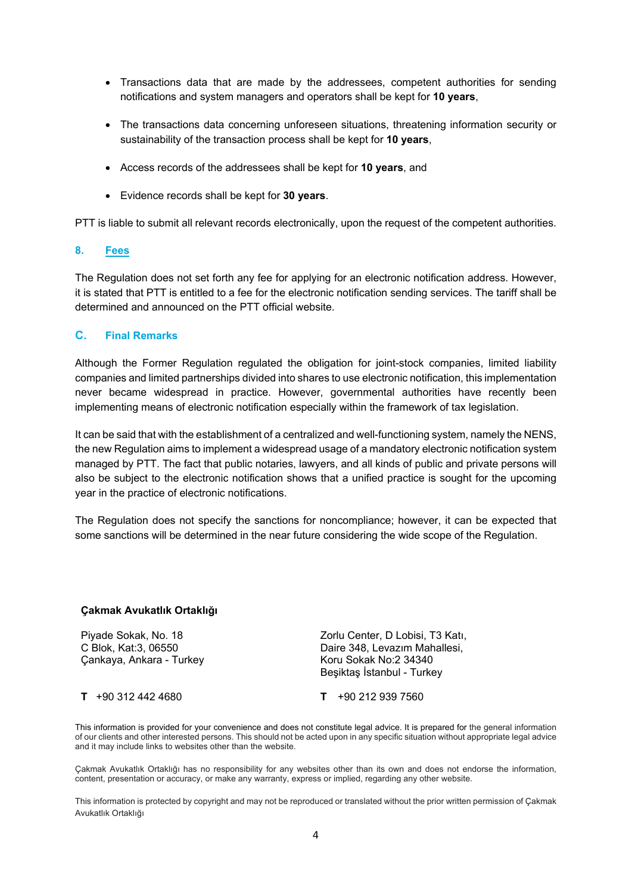- Transactions data that are made by the addressees, competent authorities for sending notifications and system managers and operators shall be kept for **10 years**,
- The transactions data concerning unforeseen situations, threatening information security or sustainability of the transaction process shall be kept for **10 years**,
- Access records of the addressees shall be kept for **10 years**, and
- Evidence records shall be kept for **30 years**.

PTT is liable to submit all relevant records electronically, upon the request of the competent authorities.

### 8. Fees

The Regulation does not set forth any fee for applying for an electronic notification address. However, it is stated that PTT is entitled to a fee for the electronic notification sending services. The tariff shall be determined and announced on the PTT official website.

## C. Final Remarks

Although the Former Regulation regulated the obligation for joint-stock companies, limited liability companies and limited partnerships divided into shares to use electronic notification, this implementation never became widespread in practice. However, governmental authorities have recently been implementing means of electronic notification especially within the framework of tax legislation.

It can be said that with the establishment of a centralized and well-functioning system, namely the NENS, the new Regulation aims to implement a widespread usage of a mandatory electronic notification system managed by PTT. The fact that public notaries, lawyers, and all kinds of public and private persons will also be subject to the electronic notification shows that a unified practice is sought for the upcoming year in the practice of electronic notifications.

The Regulation does not specify the sanctions for noncompliance; however, it can be expected that some sanctions will be determined in the near future considering the wide scope of the Regulation.

**Çakmak Avukatlık Ortaklığı**

Piyade Sokak, No. 18
C Blok, Kat:3, 06550
Çankaya, Ankara - Turkey

**T** +90 312 442 4680

Zorlu Center, D Lobisi, T3 Katı,
Daire 348, Levazım Mahallesi,
Koru Sokak No:2 34340
Beşiktaş İstanbul - Turkey

**T** +90 212 939 7560

This information is provided for your convenience and does not constitute legal advice. It is prepared for the general information of our clients and other interested persons. This should not be acted upon in any specific situation without appropriate legal advice and it may include links to websites other than the website.

Çakmak Avukatlık Ortaklığı has no responsibility for any websites other than its own and does not endorse the information, content, presentation or accuracy, or make any warranty, express or implied, regarding any other website.

This information is protected by copyright and may not be reproduced or translated without the prior written permission of Çakmak Avukatlık Ortaklığı